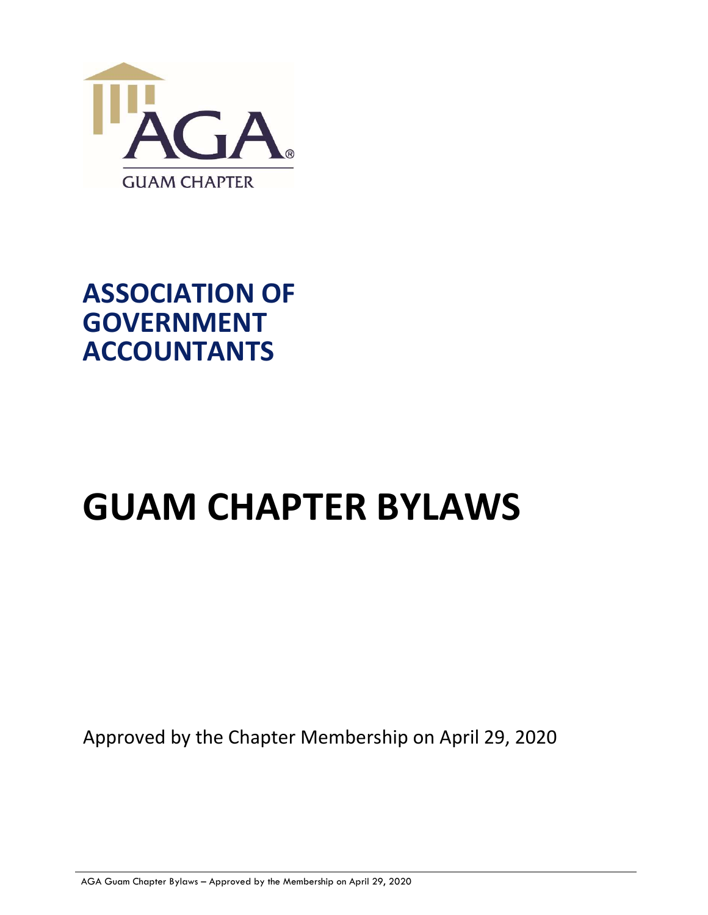AGA

GUAM CHAPTER

# ASSOCIATION OF GOVERNMENT ACCOUNTANTS

# GUAM CHAPTER BYLAWS

Approved by the Chapter Membership on April 29, 2020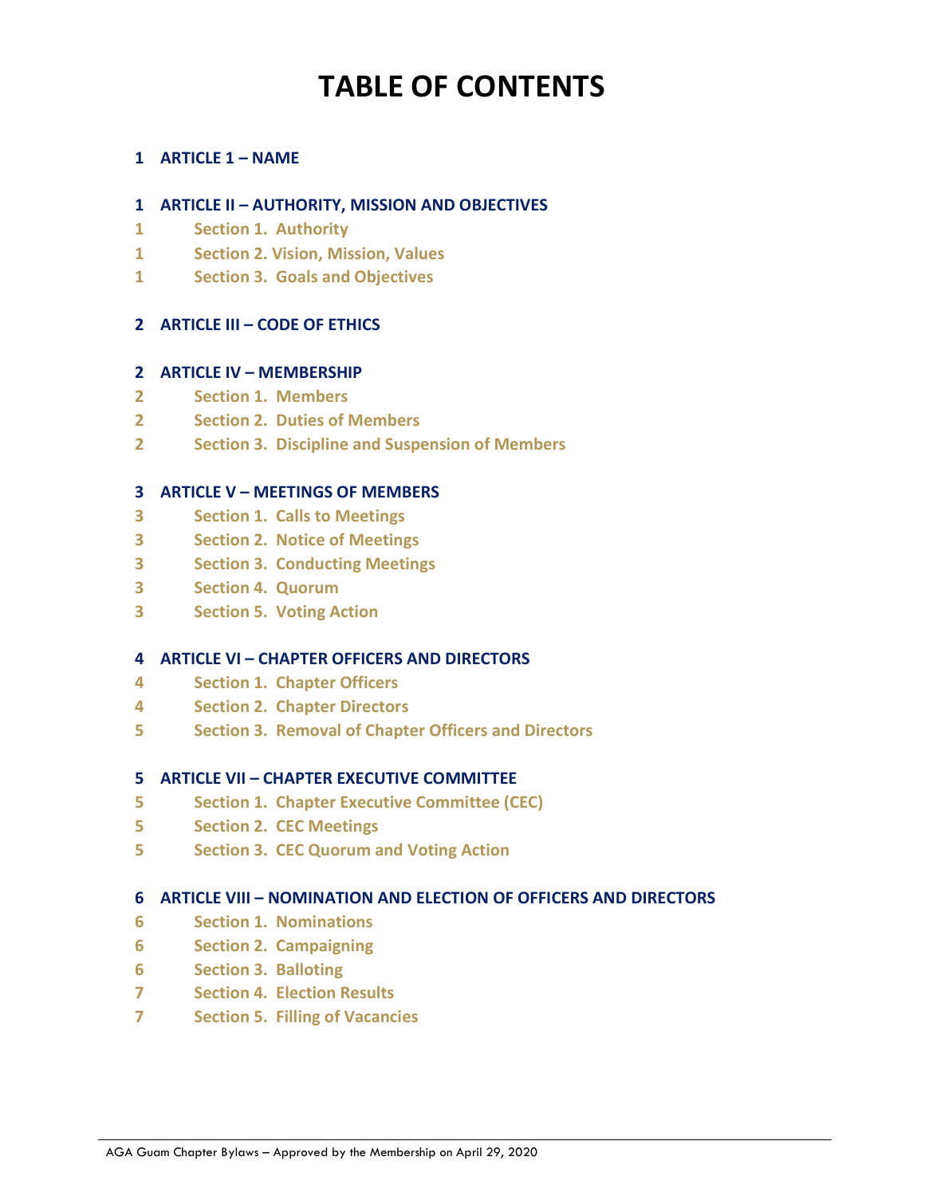# TABLE OF CONTENTS

1 **ARTICLE 1 – NAME**

1 **ARTICLE II – AUTHORITY, MISSION AND OBJECTIVES**

1 Section 1. Authority

1 Section 2. Vision, Mission, Values

1 Section 3. Goals and Objectives

2 **ARTICLE III – CODE OF ETHICS**

2 **ARTICLE IV – MEMBERSHIP**

2 Section 1. Members

2 Section 2. Duties of Members

2 Section 3. Discipline and Suspension of Members

3 **ARTICLE V – MEETINGS OF MEMBERS**

3 Section 1. Calls to Meetings

3 Section 2. Notice of Meetings

3 Section 3. Conducting Meetings

3 Section 4. Quorum

3 Section 5. Voting Action

4 **ARTICLE VI – CHAPTER OFFICERS AND DIRECTORS**

4 Section 1. Chapter Officers

4 Section 2. Chapter Directors

5 Section 3. Removal of Chapter Officers and Directors

5 **ARTICLE VII – CHAPTER EXECUTIVE COMMITTEE**

5 Section 1. Chapter Executive Committee (CEC)

5 Section 2. CEC Meetings

5 Section 3. CEC Quorum and Voting Action

6 **ARTICLE VIII – NOMINATION AND ELECTION OF OFFICERS AND DIRECTORS**

6 Section 1. Nominations

6 Section 2. Campaigning

6 Section 3. Balloting

7 Section 4. Election Results

7 Section 5. Filling of Vacancies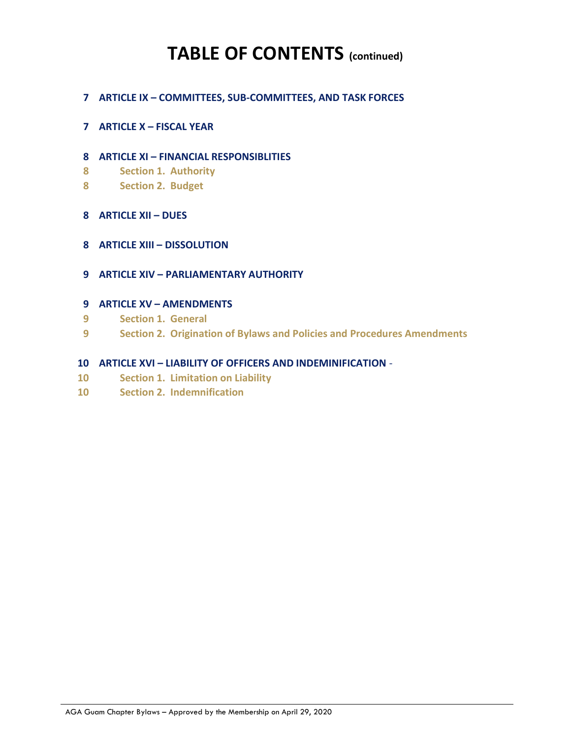# TABLE OF CONTENTS (continued)

7 **ARTICLE IX – COMMITTEES, SUB-COMMITTEES, AND TASK FORCES**

7 **ARTICLE X – FISCAL YEAR**

8 **ARTICLE XI – FINANCIAL RESPONSIBLITIES**
8 Section 1. Authority
8 Section 2. Budget

8 **ARTICLE XII – DUES**

8 **ARTICLE XIII – DISSOLUTION**

9 **ARTICLE XIV – PARLIAMENTARY AUTHORITY**

9 **ARTICLE XV – AMENDMENTS**
9 Section 1. General
9 Section 2. Origination of Bylaws and Policies and Procedures Amendments

10 **ARTICLE XVI – LIABILITY OF OFFICERS AND INDEMINIFICATION** -
10 Section 1. Limitation on Liability
10 Section 2. Indemnification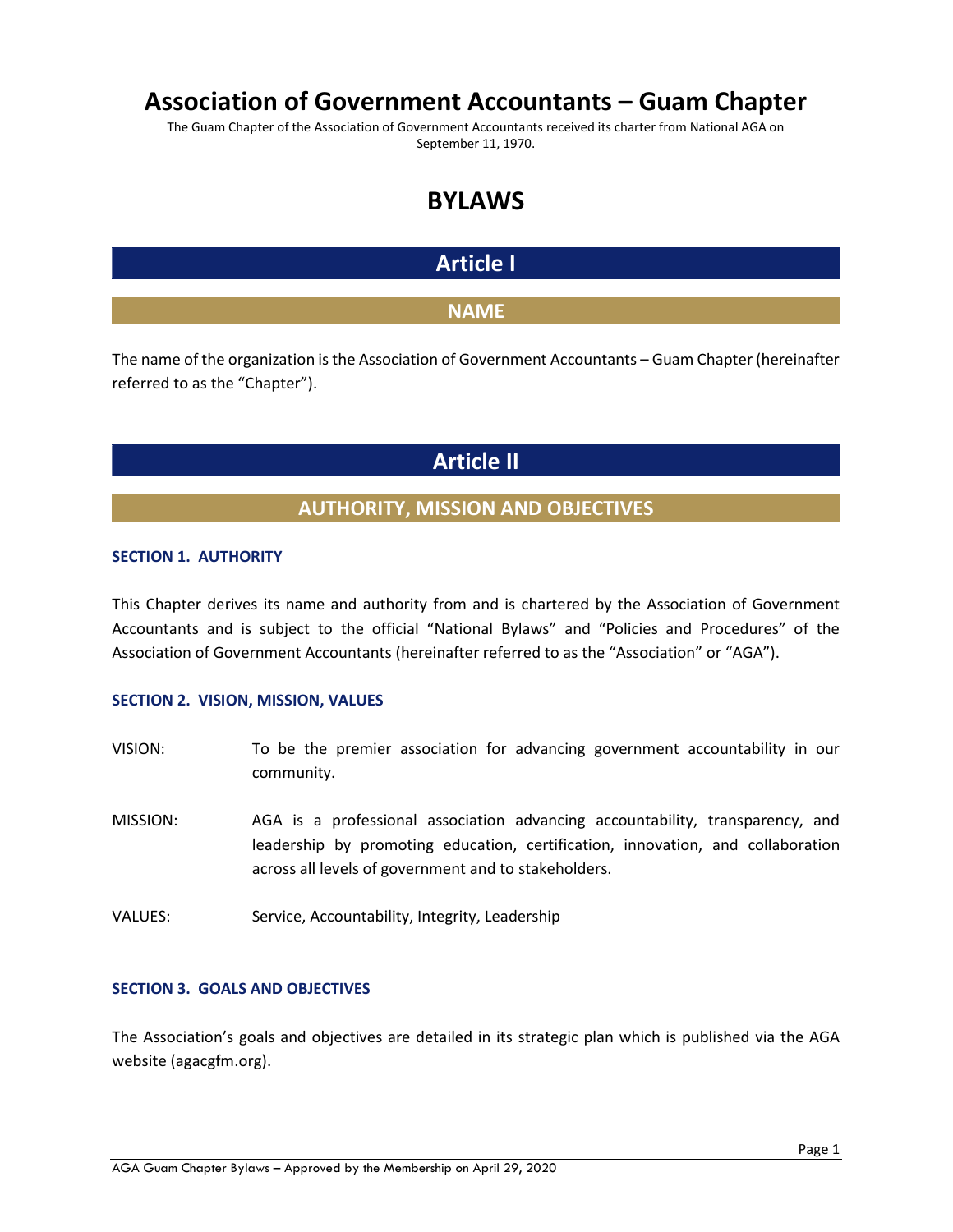# Association of Government Accountants – Guam Chapter

The Guam Chapter of the Association of Government Accountants received its charter from National AGA on September 11, 1970.

# BYLAWS

## Article I

## NAME

The name of the organization is the Association of Government Accountants – Guam Chapter (hereinafter referred to as the "Chapter").

## Article II

## AUTHORITY, MISSION AND OBJECTIVES

### SECTION 1. AUTHORITY

This Chapter derives its name and authority from and is chartered by the Association of Government Accountants and is subject to the official "National Bylaws" and "Policies and Procedures" of the Association of Government Accountants (hereinafter referred to as the "Association" or "AGA").

### SECTION 2. VISION, MISSION, VALUES

VISION: To be the premier association for advancing government accountability in our community.

MISSION: AGA is a professional association advancing accountability, transparency, and leadership by promoting education, certification, innovation, and collaboration across all levels of government and to stakeholders.

VALUES: Service, Accountability, Integrity, Leadership

### SECTION 3. GOALS AND OBJECTIVES

The Association's goals and objectives are detailed in its strategic plan which is published via the AGA website (agacgfm.org).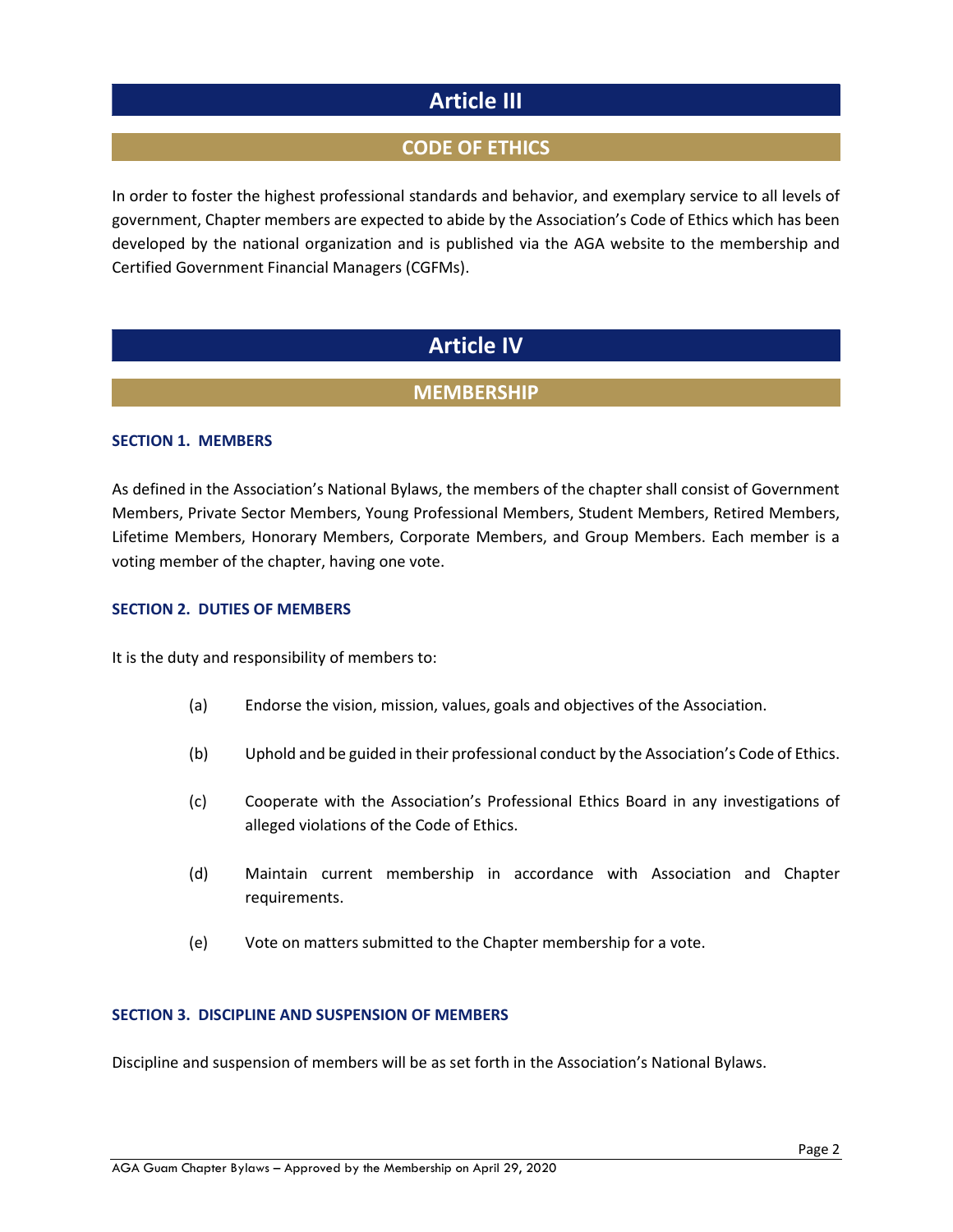# Article III

## CODE OF ETHICS

In order to foster the highest professional standards and behavior, and exemplary service to all levels of government, Chapter members are expected to abide by the Association's Code of Ethics which has been developed by the national organization and is published via the AGA website to the membership and Certified Government Financial Managers (CGFMs).

# Article IV

## MEMBERSHIP

### SECTION 1. MEMBERS

As defined in the Association's National Bylaws, the members of the chapter shall consist of Government Members, Private Sector Members, Young Professional Members, Student Members, Retired Members, Lifetime Members, Honorary Members, Corporate Members, and Group Members. Each member is a voting member of the chapter, having one vote.

### SECTION 2. DUTIES OF MEMBERS

It is the duty and responsibility of members to:

(a) Endorse the vision, mission, values, goals and objectives of the Association.

(b) Uphold and be guided in their professional conduct by the Association's Code of Ethics.

(c) Cooperate with the Association's Professional Ethics Board in any investigations of alleged violations of the Code of Ethics.

(d) Maintain current membership in accordance with Association and Chapter requirements.

(e) Vote on matters submitted to the Chapter membership for a vote.

### SECTION 3. DISCIPLINE AND SUSPENSION OF MEMBERS

Discipline and suspension of members will be as set forth in the Association's National Bylaws.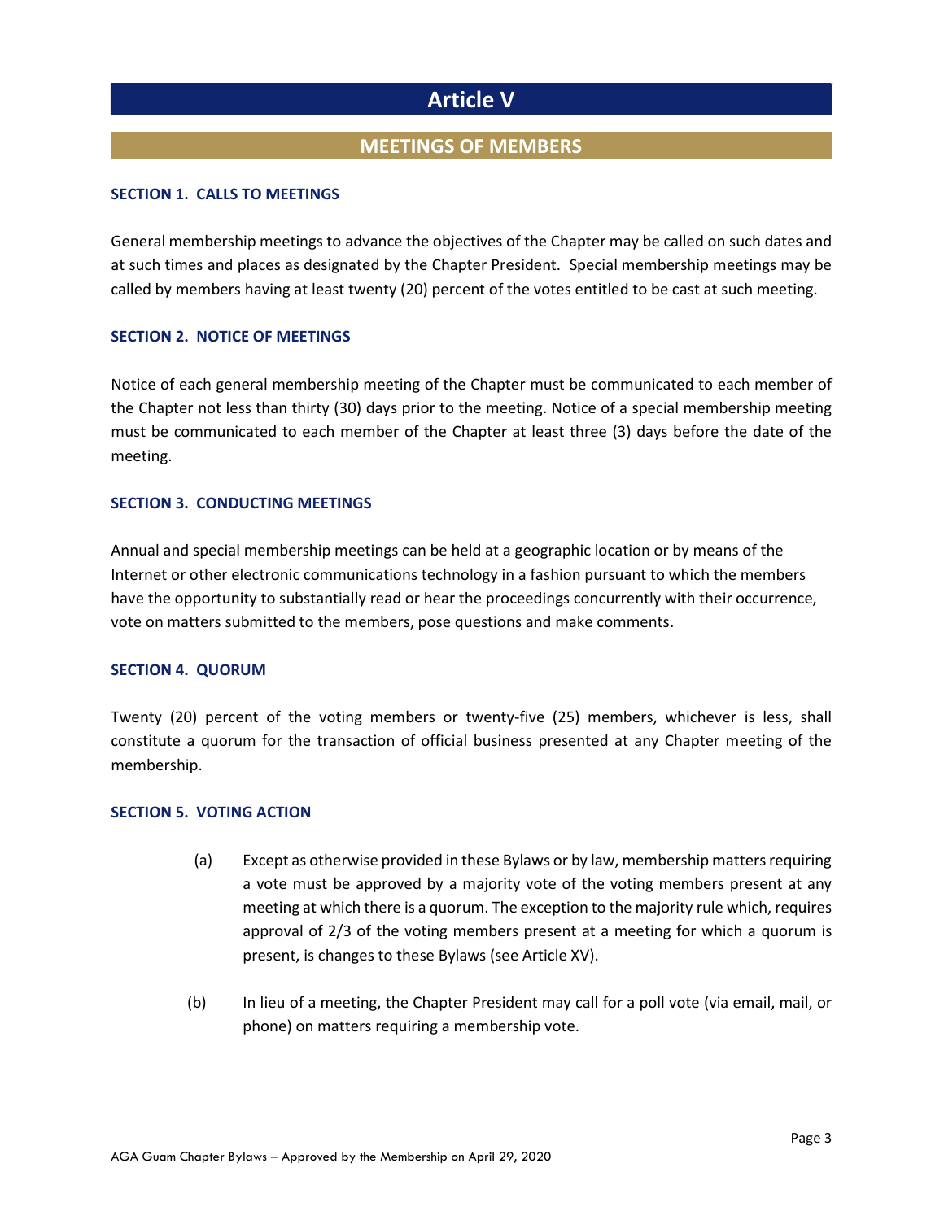# Article V

## MEETINGS OF MEMBERS

### SECTION 1. CALLS TO MEETINGS

General membership meetings to advance the objectives of the Chapter may be called on such dates and at such times and places as designated by the Chapter President. Special membership meetings may be called by members having at least twenty (20) percent of the votes entitled to be cast at such meeting.

### SECTION 2. NOTICE OF MEETINGS

Notice of each general membership meeting of the Chapter must be communicated to each member of the Chapter not less than thirty (30) days prior to the meeting. Notice of a special membership meeting must be communicated to each member of the Chapter at least three (3) days before the date of the meeting.

### SECTION 3. CONDUCTING MEETINGS

Annual and special membership meetings can be held at a geographic location or by means of the Internet or other electronic communications technology in a fashion pursuant to which the members have the opportunity to substantially read or hear the proceedings concurrently with their occurrence, vote on matters submitted to the members, pose questions and make comments.

### SECTION 4. QUORUM

Twenty (20) percent of the voting members or twenty-five (25) members, whichever is less, shall constitute a quorum for the transaction of official business presented at any Chapter meeting of the membership.

### SECTION 5. VOTING ACTION

(a) Except as otherwise provided in these Bylaws or by law, membership matters requiring a vote must be approved by a majority vote of the voting members present at any meeting at which there is a quorum. The exception to the majority rule which, requires approval of 2/3 of the voting members present at a meeting for which a quorum is present, is changes to these Bylaws (see Article XV).

(b) In lieu of a meeting, the Chapter President may call for a poll vote (via email, mail, or phone) on matters requiring a membership vote.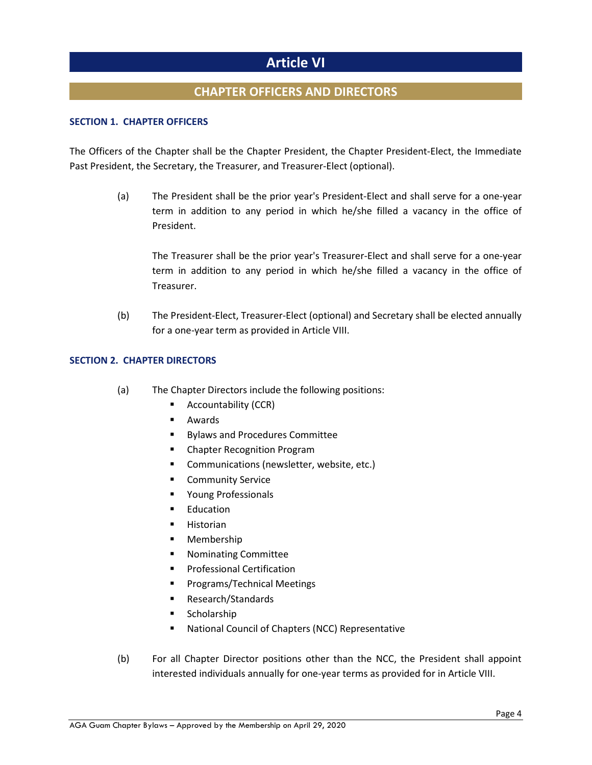# Article VI

## CHAPTER OFFICERS AND DIRECTORS

### SECTION 1. CHAPTER OFFICERS

The Officers of the Chapter shall be the Chapter President, the Chapter President-Elect, the Immediate Past President, the Secretary, the Treasurer, and Treasurer-Elect (optional).

(a) The President shall be the prior year's President-Elect and shall serve for a one-year term in addition to any period in which he/she filled a vacancy in the office of President.

The Treasurer shall be the prior year's Treasurer-Elect and shall serve for a one-year term in addition to any period in which he/she filled a vacancy in the office of Treasurer.

(b) The President-Elect, Treasurer-Elect (optional) and Secretary shall be elected annually for a one-year term as provided in Article VIII.

### SECTION 2. CHAPTER DIRECTORS

(a) The Chapter Directors include the following positions:
- Accountability (CCR)
- Awards
- Bylaws and Procedures Committee
- Chapter Recognition Program
- Communications (newsletter, website, etc.)
- Community Service
- Young Professionals
- Education
- Historian
- Membership
- Nominating Committee
- Professional Certification
- Programs/Technical Meetings
- Research/Standards
- Scholarship
- National Council of Chapters (NCC) Representative

(b) For all Chapter Director positions other than the NCC, the President shall appoint interested individuals annually for one-year terms as provided for in Article VIII.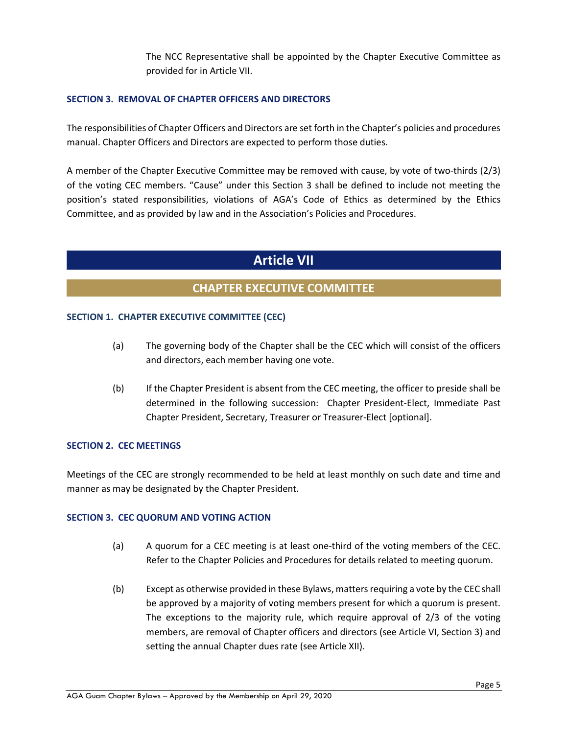The NCC Representative shall be appointed by the Chapter Executive Committee as provided for in Article VII.

### SECTION 3. REMOVAL OF CHAPTER OFFICERS AND DIRECTORS

The responsibilities of Chapter Officers and Directors are set forth in the Chapter's policies and procedures manual. Chapter Officers and Directors are expected to perform those duties.

A member of the Chapter Executive Committee may be removed with cause, by vote of two-thirds (2/3) of the voting CEC members. "Cause" under this Section 3 shall be defined to include not meeting the position's stated responsibilities, violations of AGA's Code of Ethics as determined by the Ethics Committee, and as provided by law and in the Association's Policies and Procedures.

# Article VII

## CHAPTER EXECUTIVE COMMITTEE

### SECTION 1. CHAPTER EXECUTIVE COMMITTEE (CEC)

(a) The governing body of the Chapter shall be the CEC which will consist of the officers and directors, each member having one vote.

(b) If the Chapter President is absent from the CEC meeting, the officer to preside shall be determined in the following succession: Chapter President-Elect, Immediate Past Chapter President, Secretary, Treasurer or Treasurer-Elect [optional].

### SECTION 2. CEC MEETINGS

Meetings of the CEC are strongly recommended to be held at least monthly on such date and time and manner as may be designated by the Chapter President.

### SECTION 3. CEC QUORUM AND VOTING ACTION

(a) A quorum for a CEC meeting is at least one-third of the voting members of the CEC. Refer to the Chapter Policies and Procedures for details related to meeting quorum.

(b) Except as otherwise provided in these Bylaws, matters requiring a vote by the CEC shall be approved by a majority of voting members present for which a quorum is present. The exceptions to the majority rule, which require approval of 2/3 of the voting members, are removal of Chapter officers and directors (see Article VI, Section 3) and setting the annual Chapter dues rate (see Article XII).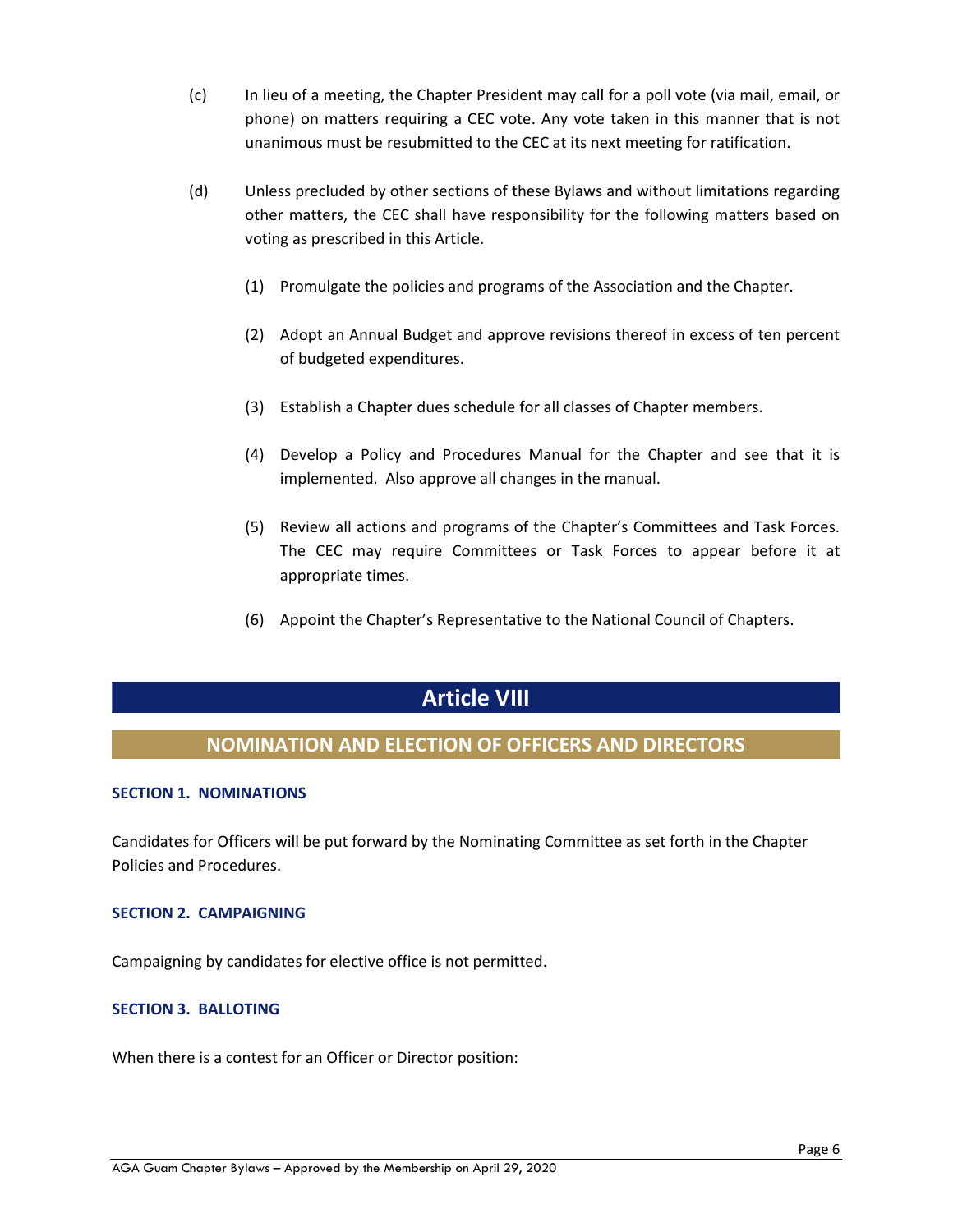(c) In lieu of a meeting, the Chapter President may call for a poll vote (via mail, email, or phone) on matters requiring a CEC vote. Any vote taken in this manner that is not unanimous must be resubmitted to the CEC at its next meeting for ratification.

(d) Unless precluded by other sections of these Bylaws and without limitations regarding other matters, the CEC shall have responsibility for the following matters based on voting as prescribed in this Article.

(1) Promulgate the policies and programs of the Association and the Chapter.

(2) Adopt an Annual Budget and approve revisions thereof in excess of ten percent of budgeted expenditures.

(3) Establish a Chapter dues schedule for all classes of Chapter members.

(4) Develop a Policy and Procedures Manual for the Chapter and see that it is implemented. Also approve all changes in the manual.

(5) Review all actions and programs of the Chapter's Committees and Task Forces. The CEC may require Committees or Task Forces to appear before it at appropriate times.

(6) Appoint the Chapter's Representative to the National Council of Chapters.

# Article VIII

## NOMINATION AND ELECTION OF OFFICERS AND DIRECTORS

### SECTION 1. NOMINATIONS

Candidates for Officers will be put forward by the Nominating Committee as set forth in the Chapter Policies and Procedures.

### SECTION 2. CAMPAIGNING

Campaigning by candidates for elective office is not permitted.

### SECTION 3. BALLOTING

When there is a contest for an Officer or Director position: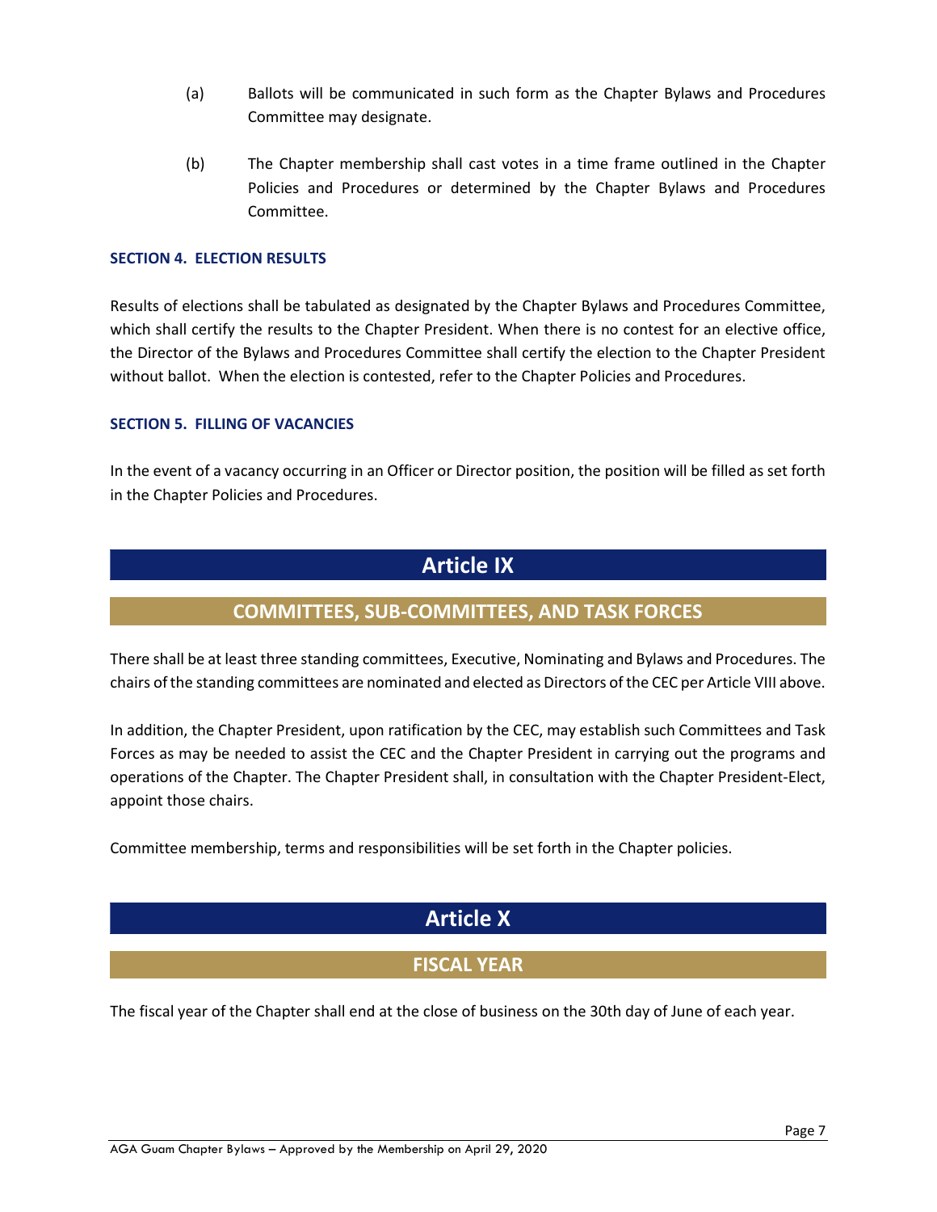(a) Ballots will be communicated in such form as the Chapter Bylaws and Procedures Committee may designate.

(b) The Chapter membership shall cast votes in a time frame outlined in the Chapter Policies and Procedures or determined by the Chapter Bylaws and Procedures Committee.

#### SECTION 4. ELECTION RESULTS

Results of elections shall be tabulated as designated by the Chapter Bylaws and Procedures Committee, which shall certify the results to the Chapter President. When there is no contest for an elective office, the Director of the Bylaws and Procedures Committee shall certify the election to the Chapter President without ballot. When the election is contested, refer to the Chapter Policies and Procedures.

#### SECTION 5. FILLING OF VACANCIES

In the event of a vacancy occurring in an Officer or Director position, the position will be filled as set forth in the Chapter Policies and Procedures.

## Article IX

### COMMITTEES, SUB-COMMITTEES, AND TASK FORCES

There shall be at least three standing committees, Executive, Nominating and Bylaws and Procedures. The chairs of the standing committees are nominated and elected as Directors of the CEC per Article VIII above.

In addition, the Chapter President, upon ratification by the CEC, may establish such Committees and Task Forces as may be needed to assist the CEC and the Chapter President in carrying out the programs and operations of the Chapter. The Chapter President shall, in consultation with the Chapter President-Elect, appoint those chairs.

Committee membership, terms and responsibilities will be set forth in the Chapter policies.

## Article X

### FISCAL YEAR

The fiscal year of the Chapter shall end at the close of business on the 30th day of June of each year.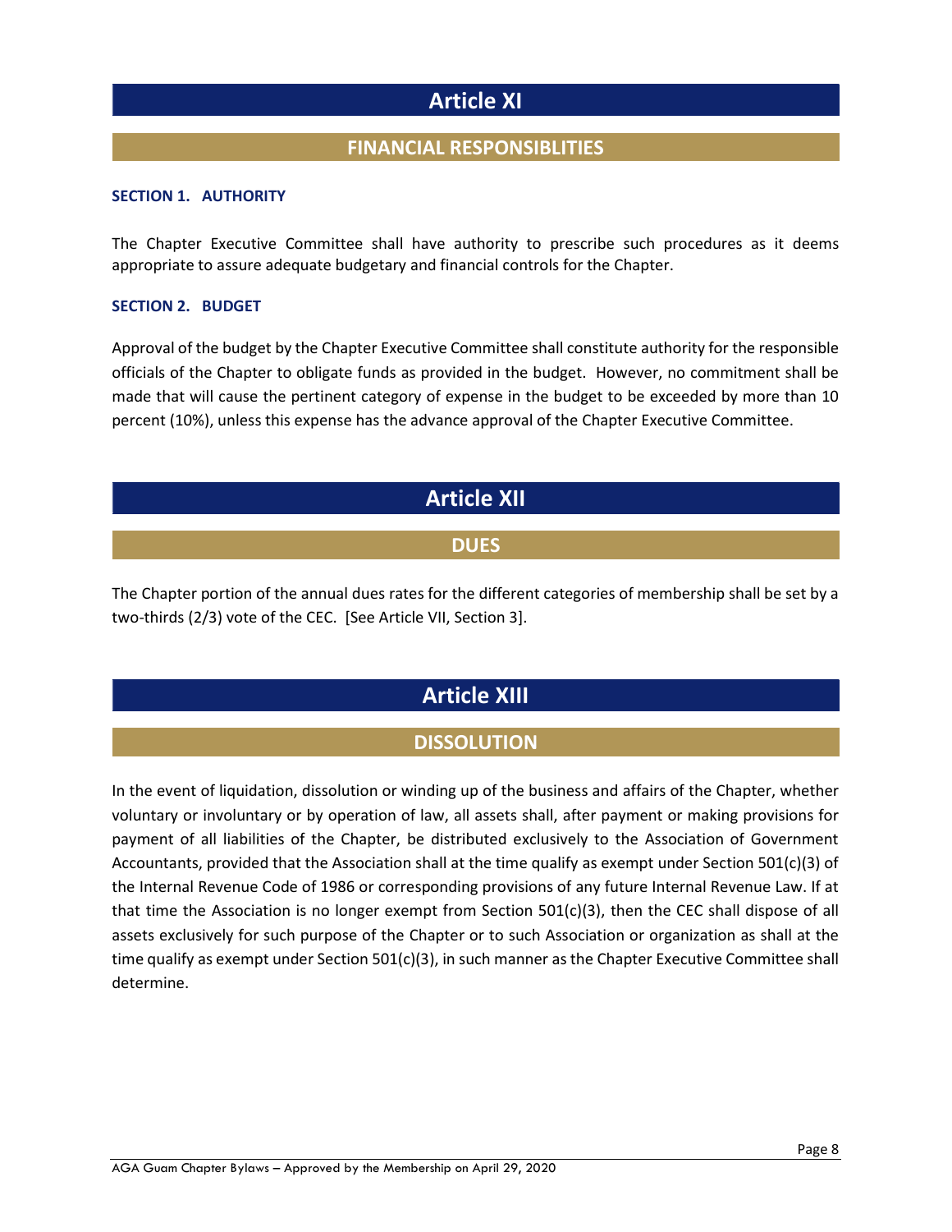# Article XI

## FINANCIAL RESPONSIBLITIES

### SECTION 1. AUTHORITY

The Chapter Executive Committee shall have authority to prescribe such procedures as it deems appropriate to assure adequate budgetary and financial controls for the Chapter.

### SECTION 2. BUDGET

Approval of the budget by the Chapter Executive Committee shall constitute authority for the responsible officials of the Chapter to obligate funds as provided in the budget. However, no commitment shall be made that will cause the pertinent category of expense in the budget to be exceeded by more than 10 percent (10%), unless this expense has the advance approval of the Chapter Executive Committee.

# Article XII

## DUES

The Chapter portion of the annual dues rates for the different categories of membership shall be set by a two-thirds (2/3) vote of the CEC. [See Article VII, Section 3].

# Article XIII

## DISSOLUTION

In the event of liquidation, dissolution or winding up of the business and affairs of the Chapter, whether voluntary or involuntary or by operation of law, all assets shall, after payment or making provisions for payment of all liabilities of the Chapter, be distributed exclusively to the Association of Government Accountants, provided that the Association shall at the time qualify as exempt under Section 501(c)(3) of the Internal Revenue Code of 1986 or corresponding provisions of any future Internal Revenue Law. If at that time the Association is no longer exempt from Section 501(c)(3), then the CEC shall dispose of all assets exclusively for such purpose of the Chapter or to such Association or organization as shall at the time qualify as exempt under Section 501(c)(3), in such manner as the Chapter Executive Committee shall determine.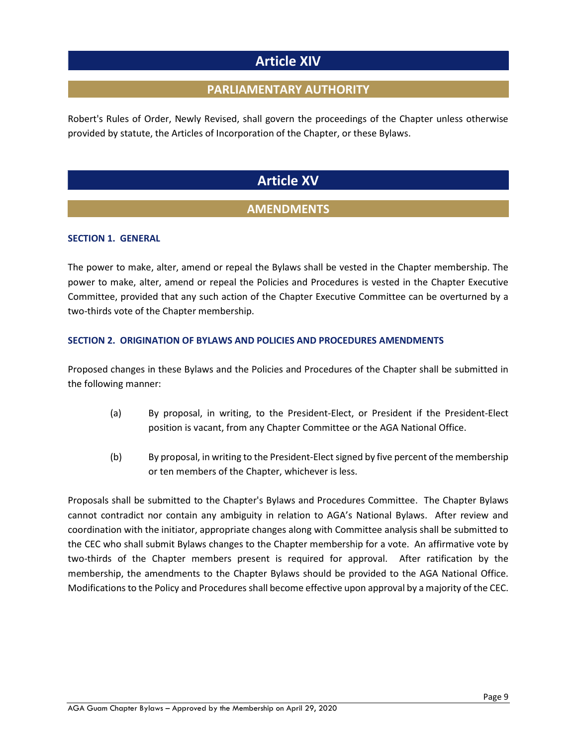# Article XIV

## PARLIAMENTARY AUTHORITY

Robert's Rules of Order, Newly Revised, shall govern the proceedings of the Chapter unless otherwise provided by statute, the Articles of Incorporation of the Chapter, or these Bylaws.

# Article XV

## AMENDMENTS

### SECTION 1. GENERAL

The power to make, alter, amend or repeal the Bylaws shall be vested in the Chapter membership. The power to make, alter, amend or repeal the Policies and Procedures is vested in the Chapter Executive Committee, provided that any such action of the Chapter Executive Committee can be overturned by a two-thirds vote of the Chapter membership.

### SECTION 2. ORIGINATION OF BYLAWS AND POLICIES AND PROCEDURES AMENDMENTS

Proposed changes in these Bylaws and the Policies and Procedures of the Chapter shall be submitted in the following manner:

(a) By proposal, in writing, to the President-Elect, or President if the President-Elect position is vacant, from any Chapter Committee or the AGA National Office.

(b) By proposal, in writing to the President-Elect signed by five percent of the membership or ten members of the Chapter, whichever is less.

Proposals shall be submitted to the Chapter's Bylaws and Procedures Committee. The Chapter Bylaws cannot contradict nor contain any ambiguity in relation to AGA's National Bylaws. After review and coordination with the initiator, appropriate changes along with Committee analysis shall be submitted to the CEC who shall submit Bylaws changes to the Chapter membership for a vote. An affirmative vote by two-thirds of the Chapter members present is required for approval. After ratification by the membership, the amendments to the Chapter Bylaws should be provided to the AGA National Office. Modifications to the Policy and Procedures shall become effective upon approval by a majority of the CEC.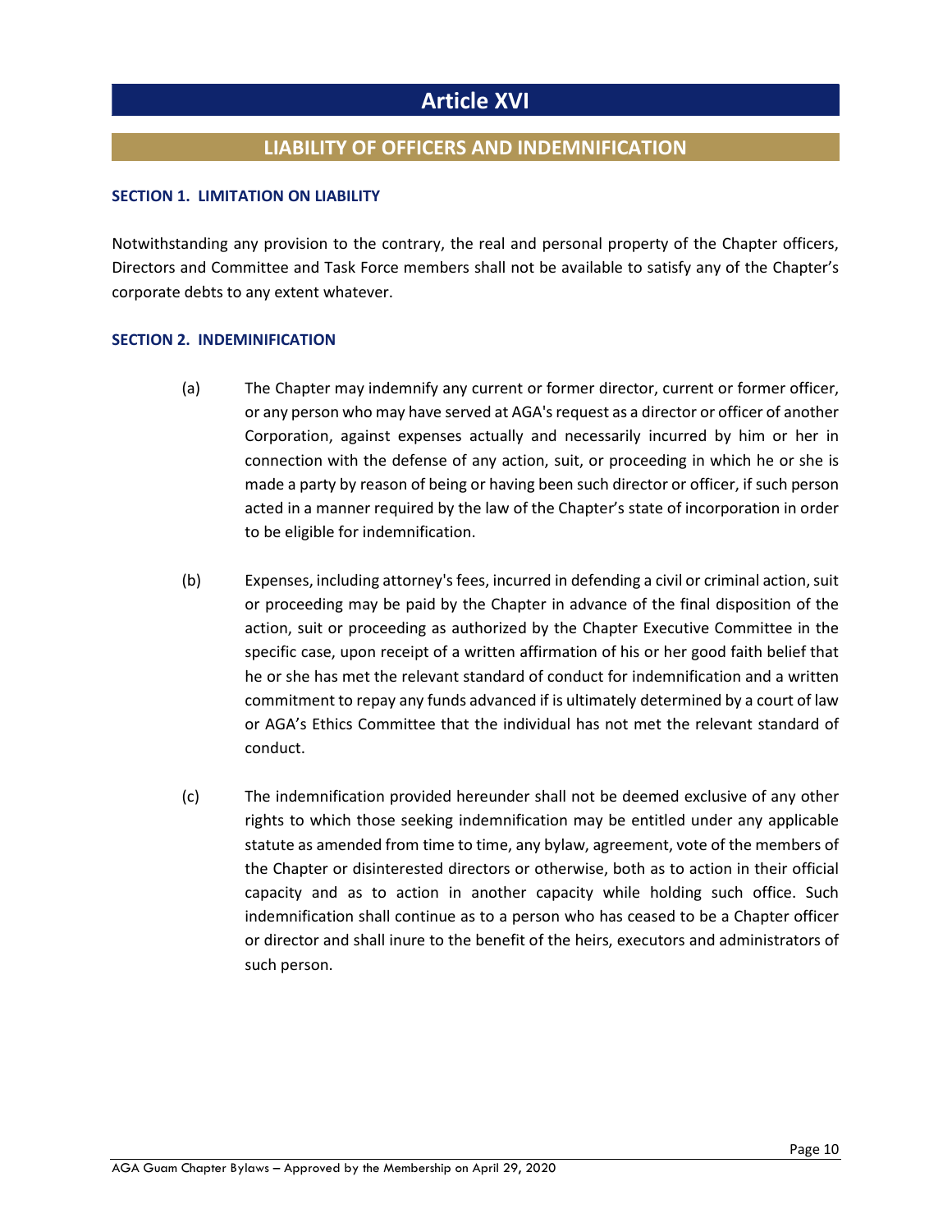# Article XVI

## LIABILITY OF OFFICERS AND INDEMNIFICATION

### SECTION 1. LIMITATION ON LIABILITY

Notwithstanding any provision to the contrary, the real and personal property of the Chapter officers, Directors and Committee and Task Force members shall not be available to satisfy any of the Chapter's corporate debts to any extent whatever.

### SECTION 2. INDEMINIFICATION

(a) The Chapter may indemnify any current or former director, current or former officer, or any person who may have served at AGA's request as a director or officer of another Corporation, against expenses actually and necessarily incurred by him or her in connection with the defense of any action, suit, or proceeding in which he or she is made a party by reason of being or having been such director or officer, if such person acted in a manner required by the law of the Chapter's state of incorporation in order to be eligible for indemnification.

(b) Expenses, including attorney's fees, incurred in defending a civil or criminal action, suit or proceeding may be paid by the Chapter in advance of the final disposition of the action, suit or proceeding as authorized by the Chapter Executive Committee in the specific case, upon receipt of a written affirmation of his or her good faith belief that he or she has met the relevant standard of conduct for indemnification and a written commitment to repay any funds advanced if is ultimately determined by a court of law or AGA's Ethics Committee that the individual has not met the relevant standard of conduct.

(c) The indemnification provided hereunder shall not be deemed exclusive of any other rights to which those seeking indemnification may be entitled under any applicable statute as amended from time to time, any bylaw, agreement, vote of the members of the Chapter or disinterested directors or otherwise, both as to action in their official capacity and as to action in another capacity while holding such office. Such indemnification shall continue as to a person who has ceased to be a Chapter officer or director and shall inure to the benefit of the heirs, executors and administrators of such person.